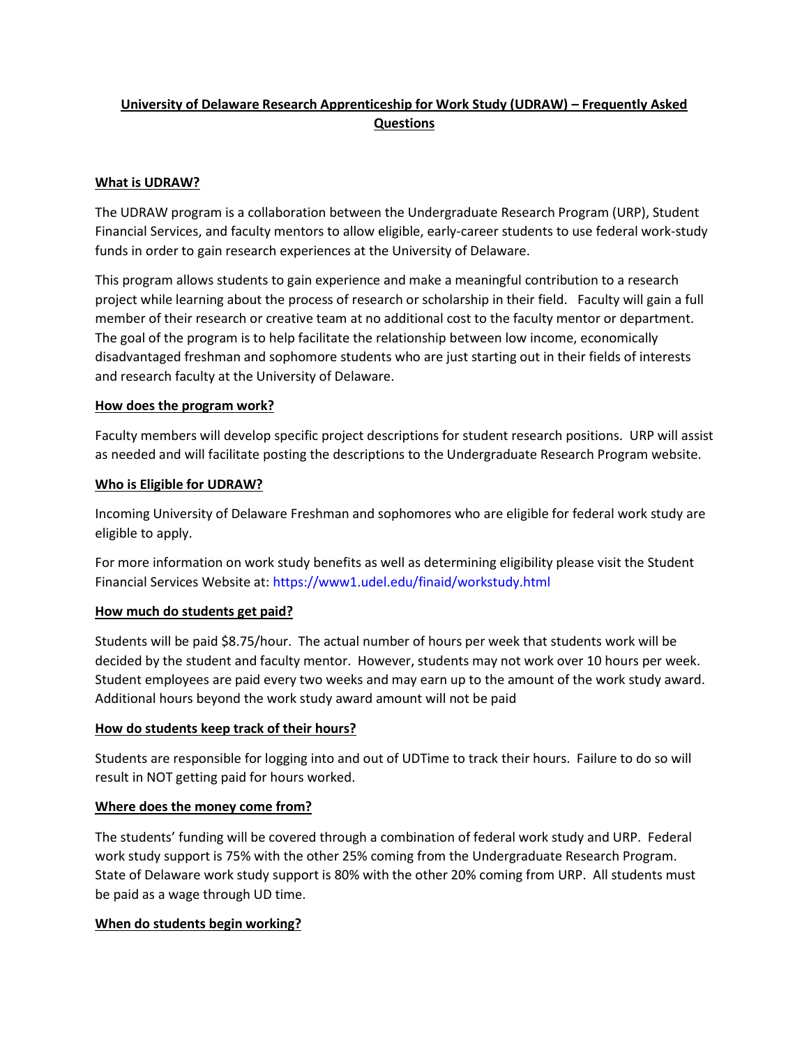# University of Delaware Research Apprenticeship for Work Study (UDRAW) – Frequently Asked Questions

## What is UDRAW?

The UDRAW program is a collaboration between the Undergraduate Research Program (URP), Student Financial Services, and faculty mentors to allow eligible, early-career students to use federal work-study funds in order to gain research experiences at the University of Delaware.

This program allows students to gain experience and make a meaningful contribution to a research project while learning about the process of research or scholarship in their field. Faculty will gain a full member of their research or creative team at no additional cost to the faculty mentor or department. The goal of the program is to help facilitate the relationship between low income, economically disadvantaged freshman and sophomore students who are just starting out in their fields of interests and research faculty at the University of Delaware.

## How does the program work?

Faculty members will develop specific project descriptions for student research positions. URP will assist as needed and will facilitate posting the descriptions to the Undergraduate Research Program website.

## Who is Eligible for UDRAW?

Incoming University of Delaware Freshman and sophomores who are eligible for federal work study are eligible to apply.

For more information on work study benefits as well as determining eligibility please visit the Student Financial Services Website at: https://www1.udel.edu/finaid/workstudy.html

## How much do students get paid?

Students will be paid $8.75/hour. The actual number of hours per week that students work will be decided by the student and faculty mentor. However, students may not work over 10 hours per week. Student employees are paid every two weeks and may earn up to the amount of the work study award. Additional hours beyond the work study award amount will not be paid

## How do students keep track of their hours?

Students are responsible for logging into and out of UDTime to track their hours. Failure to do so will result in NOT getting paid for hours worked.

## Where does the money come from?

The students' funding will be covered through a combination of federal work study and URP. Federal work study support is 75% with the other 25% coming from the Undergraduate Research Program. State of Delaware work study support is 80% with the other 20% coming from URP. All students must be paid as a wage through UD time.

## When do students begin working?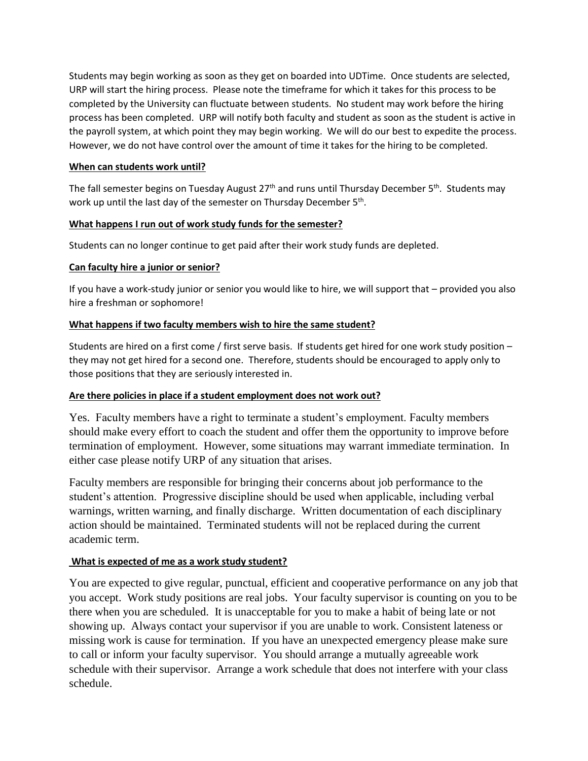Students may begin working as soon as they get on boarded into UDTime. Once students are selected, URP will start the hiring process. Please note the timeframe for which it takes for this process to be completed by the University can fluctuate between students. No student may work before the hiring process has been completed. URP will notify both faculty and student as soon as the student is active in the payroll system, at which point they may begin working. We will do our best to expedite the process. However, we do not have control over the amount of time it takes for the hiring to be completed.

**When can students work until?**

The fall semester begins on Tuesday August 27th and runs until Thursday December 5th. Students may work up until the last day of the semester on Thursday December 5th.

**What happens I run out of work study funds for the semester?**

Students can no longer continue to get paid after their work study funds are depleted.

**Can faculty hire a junior or senior?**

If you have a work-study junior or senior you would like to hire, we will support that – provided you also hire a freshman or sophomore!

**What happens if two faculty members wish to hire the same student?**

Students are hired on a first come / first serve basis. If students get hired for one work study position – they may not get hired for a second one. Therefore, students should be encouraged to apply only to those positions that they are seriously interested in.

**Are there policies in place if a student employment does not work out?**

Yes. Faculty members have a right to terminate a student's employment. Faculty members should make every effort to coach the student and offer them the opportunity to improve before termination of employment. However, some situations may warrant immediate termination. In either case please notify URP of any situation that arises.

Faculty members are responsible for bringing their concerns about job performance to the student's attention. Progressive discipline should be used when applicable, including verbal warnings, written warning, and finally discharge. Written documentation of each disciplinary action should be maintained. Terminated students will not be replaced during the current academic term.

**What is expected of me as a work study student?**

You are expected to give regular, punctual, efficient and cooperative performance on any job that you accept. Work study positions are real jobs. Your faculty supervisor is counting on you to be there when you are scheduled. It is unacceptable for you to make a habit of being late or not showing up. Always contact your supervisor if you are unable to work. Consistent lateness or missing work is cause for termination. If you have an unexpected emergency please make sure to call or inform your faculty supervisor. You should arrange a mutually agreeable work schedule with their supervisor. Arrange a work schedule that does not interfere with your class schedule.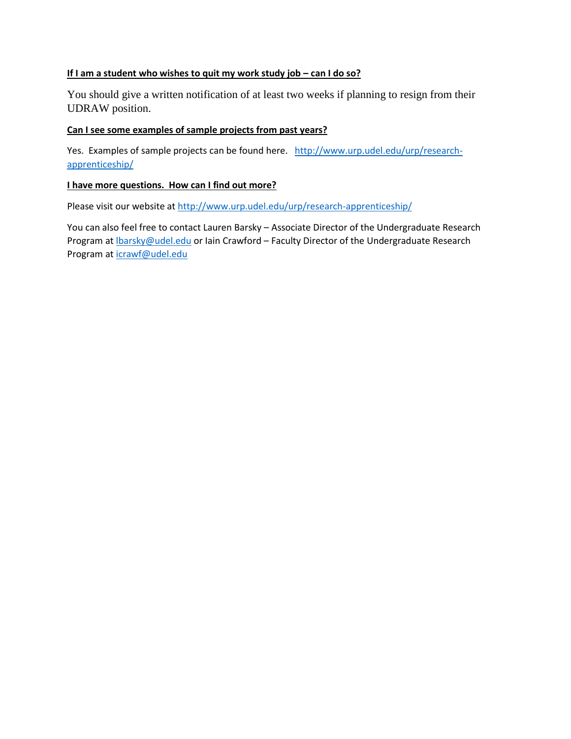**If I am a student who wishes to quit my work study job – can I do so?**

You should give a written notification of at least two weeks if planning to resign from their UDRAW position.

**Can I see some examples of sample projects from past years?**

Yes. Examples of sample projects can be found here. http://www.urp.udel.edu/urp/research-apprenticeship/

**I have more questions. How can I find out more?**

Please visit our website at http://www.urp.udel.edu/urp/research-apprenticeship/

You can also feel free to contact Lauren Barsky – Associate Director of the Undergraduate Research Program at lbarsky@udel.edu or Iain Crawford – Faculty Director of the Undergraduate Research Program at icrawf@udel.edu